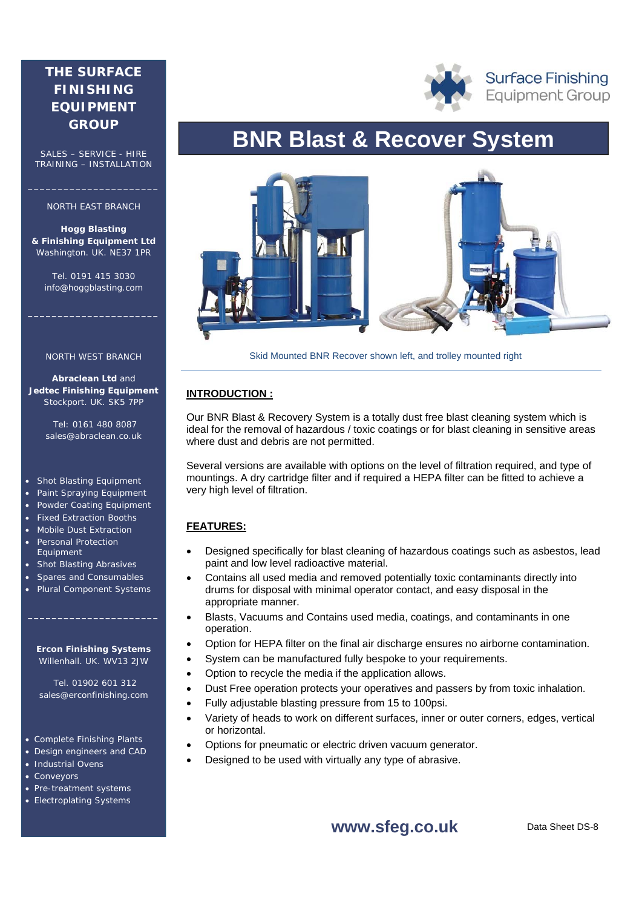# BNR Blast & Recover System

Surface Finishing Equipment Group

Skid Mounted BNR Recover shown left, and trolley mounted right

## INTRODUCTION :

Our BNR Blast & Recovery System is a totally dust free blast cleaning system which is ideal for the removal of hazardous / toxic coatings or for blast cleaning in sensitive areas where dust and debris are not permitted.

Several versions are available with options on the level of filtration required, and type of mountings. A dry cartridge filter and if required a HEPA filter can be fitted to achieve a very high level of filtration.

## FEATURES:

- Designed specifically for blast cleaning of hazardous coatings such as asbestos, lead paint and low level radioactive material.
- Contains all used media and removed potentially toxic contaminants directly into drums for disposal with minimal operator contact, and easy disposal in the appropriate manner.
- Blasts, Vacuums and Contains used media, coatings, and contaminants in one operation.
- Option for HEPA filter on the final air discharge ensures no airborne contamination.
- System can be manufactured fully bespoke to your requirements.
- Option to recycle the media if the application allows.
- Dust Free operation protects your operatives and passers by from toxic inhalation.
- Fully adjustable blasting pressure from 15 to 100psi.
- Variety of heads to work on different surfaces, inner or outer corners, edges, vertical or horizontal.
- Options for pneumatic or electric driven vacuum generator.
- Designed to be used with virtually any type of abrasive.

**THE SURFACE FINISHING EQUIPMENT GROUP**

SALES – SERVICE - HIRE
TRAINING – INSTALLATION

NORTH EAST BRANCH

**Hogg Blasting & Finishing Equipment Ltd**
Washington. UK. NE37 1PR

Tel. 0191 415 3030
info@hoggblasting.com

NORTH WEST BRANCH

**Abraclean Ltd** and **Jedtec Finishing Equipment**
Stockport. UK. SK5 7PP

Tel: 0161 480 8087
sales@abraclean.co.uk

- Shot Blasting Equipment
- Paint Spraying Equipment
- Powder Coating Equipment
- Fixed Extraction Booths
- Mobile Dust Extraction
- Personal Protection Equipment
- Shot Blasting Abrasives
- Spares and Consumables
- Plural Component Systems

**Ercon Finishing Systems**
Willenhall. UK. WV13 2JW

Tel. 01902 601 312
sales@erconfinishing.com

- Complete Finishing Plants
- Design engineers and CAD
- Industrial Ovens
- Conveyors
- Pre-treatment systems
- Electroplating Systems

**www.sfeg.co.uk**

Data Sheet DS-8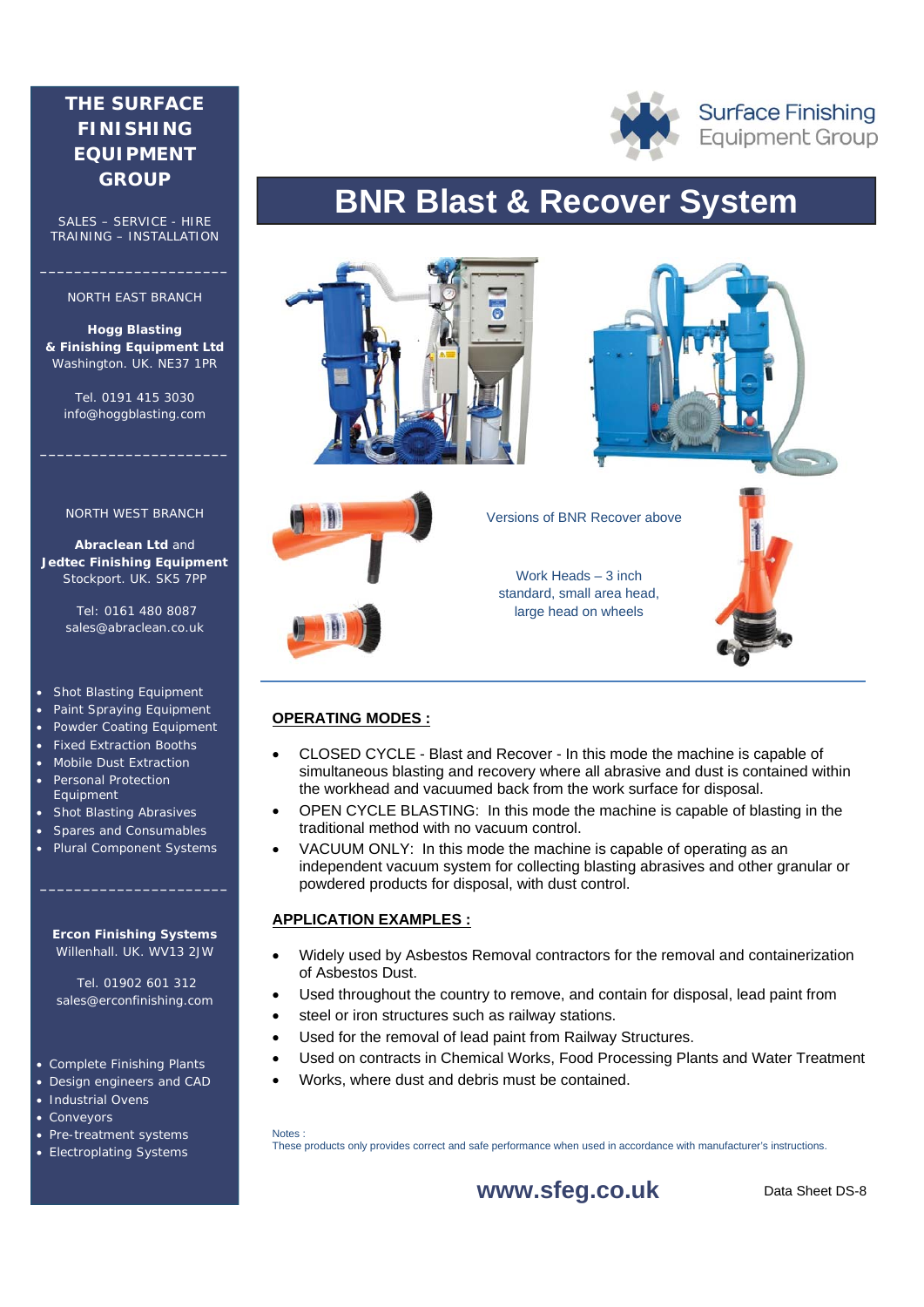# THE SURFACE FINISHING EQUIPMENT GROUP

SALES – SERVICE - HIRE
TRAINING – INSTALLATION

---

NORTH EAST BRANCH

**Hogg Blasting & Finishing Equipment Ltd**
Washington. UK. NE37 1PR

Tel. 0191 415 3030
info@hoggblasting.com

---

NORTH WEST BRANCH

**Abraclean Ltd** and **Jedtec Finishing Equipment**
Stockport. UK. SK5 7PP

Tel: 0161 480 8087
sales@abraclean.co.uk

- Shot Blasting Equipment
- Paint Spraying Equipment
- Powder Coating Equipment
- Fixed Extraction Booths
- Mobile Dust Extraction
- Personal Protection Equipment
- Shot Blasting Abrasives
- Spares and Consumables
- Plural Component Systems

---

**Ercon Finishing Systems**
Willenhall. UK. WV13 2JW

Tel. 01902 601 312
sales@erconfinishing.com

- Complete Finishing Plants
- Design engineers and CAD
- Industrial Ovens
- Conveyors
- Pre-treatment systems
- Electroplating Systems

Surface Finishing Equipment Group

# BNR Blast & Recover System

Versions of BNR Recover above

Work Heads – 3 inch standard, small area head, large head on wheels

## OPERATING MODES :

- CLOSED CYCLE - Blast and Recover - In this mode the machine is capable of simultaneous blasting and recovery where all abrasive and dust is contained within the workhead and vacuumed back from the work surface for disposal.
- OPEN CYCLE BLASTING: In this mode the machine is capable of blasting in the traditional method with no vacuum control.
- VACUUM ONLY: In this mode the machine is capable of operating as an independent vacuum system for collecting blasting abrasives and other granular or powdered products for disposal, with dust control.

## APPLICATION EXAMPLES :

- Widely used by Asbestos Removal contractors for the removal and containerization of Asbestos Dust.
- Used throughout the country to remove, and contain for disposal, lead paint from
- steel or iron structures such as railway stations.
- Used for the removal of lead paint from Railway Structures.
- Used on contracts in Chemical Works, Food Processing Plants and Water Treatment
- Works, where dust and debris must be contained.

Notes :
These products only provides correct and safe performance when used in accordance with manufacturer's instructions.

**www.sfeg.co.uk**

Data Sheet DS-8